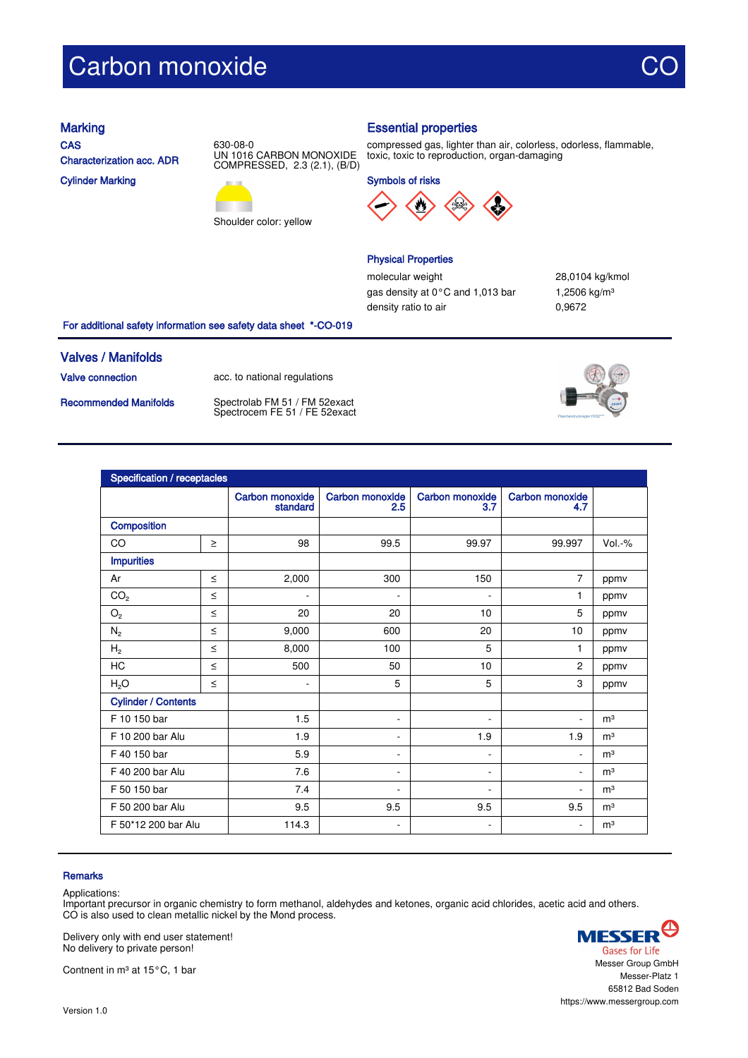# Carbon monoxide

CO

## Marking

**CAS** 630-08-0

**Characterization acc. ADR** UN 1016 CARBON MONOXIDE COMPRESSED, 2.3 (2.1), (B/D)

**Cylinder Marking**

Shoulder color: yellow

## Essential properties

compressed gas, lighter than air, colorless, odorless, flammable, toxic, toxic to reproduction, organ-damaging

### Symbols of risks

### Physical Properties

| | |
|---|---|
| molecular weight | 28,0104 kg/kmol |
| gas density at 0 °C and 1,013 bar | 1,2506 kg/m³ |
| density ratio to air | 0,9672 |

For additional safety information see safety data sheet *-CO-019

## Valves / Manifolds

**Valve connection** acc. to national regulations

**Recommended Manifolds** Spectrolab FM 51 / FM 52exact
Spectrocem FE 51 / FE 52exact

## Specification / receptacles

| | | Carbon monoxide standard | Carbon monoxide 2.5 | Carbon monoxide 3.7 | Carbon monoxide 4.7 | |
|---|---|---|---|---|---|---|
| **Composition** | | | | | | |
| CO | ≥ | 98 | 99.5 | 99.97 | 99.997 | Vol.-% |
| **Impurities** | | | | | | |
| Ar | ≤ | 2,000 | 300 | 150 | 7 | ppmv |
| $CO_2$ | ≤ | - | - | - | 1 | ppmv |
| $O_2$ | ≤ | 20 | 20 | 10 | 5 | ppmv |
| $N_2$ | ≤ | 9,000 | 600 | 20 | 10 | ppmv |
| $H_2$ | ≤ | 8,000 | 100 | 5 | 1 | ppmv |
| HC | ≤ | 500 | 50 | 10 | 2 | ppmv |
| $H_2O$ | ≤ | - | 5 | 5 | 3 | ppmv |
| **Cylinder / Contents** | | | | | | |
| F 10 150 bar | | 1.5 | - | - | - | m³ |
| F 10 200 bar Alu | | 1.9 | - | 1.9 | 1.9 | m³ |
| F 40 150 bar | | 5.9 | - | - | - | m³ |
| F 40 200 bar Alu | | 7.6 | - | - | - | m³ |
| F 50 150 bar | | 7.4 | - | - | - | m³ |
| F 50 200 bar Alu | | 9.5 | 9.5 | 9.5 | 9.5 | m³ |
| F 50*12 200 bar Alu | | 114.3 | - | - | - | m³ |

## Remarks

Applications:
Important precursor in organic chemistry to form methanol, aldehydes and ketones, organic acid chlorides, acetic acid and others.
CO is also used to clean metallic nickel by the Mond process.

Delivery only with end user statement!
No delivery to private person!

Contnent in m³ at 15 °C, 1 bar

MESSER
Gases for Life
Messer Group GmbH
Messer-Platz 1
65812 Bad Soden
https://www.messergroup.com

Version 1.0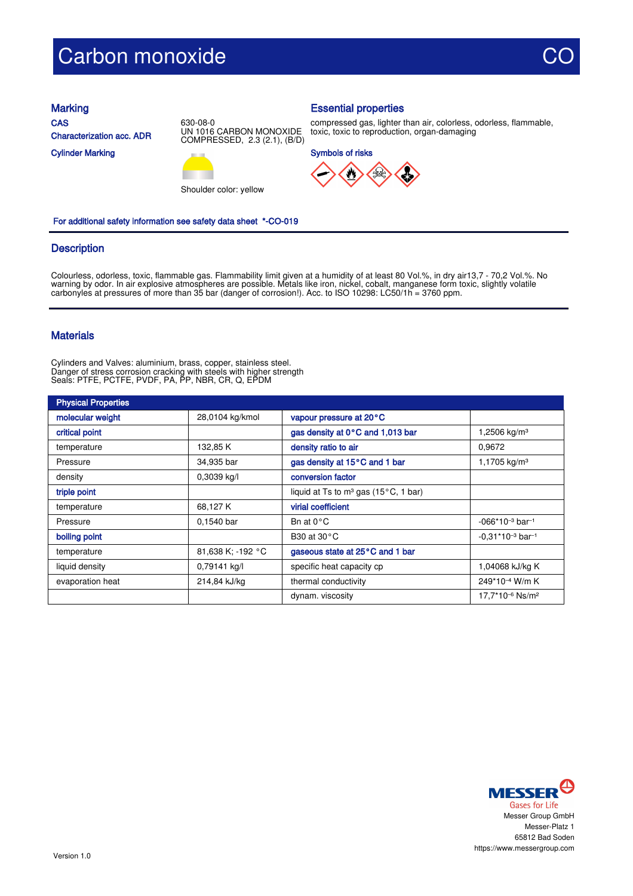# Carbon monoxide

CO

## Marking

**CAS**

630-08-0

**Characterization acc. ADR**

UN 1016 CARBON MONOXIDE COMPRESSED, 2.3 (2.1), (B/D)

**Cylinder Marking**

Shoulder color: yellow

## Essential properties

compressed gas, lighter than air, colorless, odorless, flammable, toxic, toxic to reproduction, organ-damaging

**Symbols of risks**

**For additional safety information see safety data sheet *-CO-019**

## Description

Colourless, odorless, toxic, flammable gas. Flammability limit given at a humidity of at least 80 Vol.%, in dry air13,7 - 70,2 Vol.%. No warning by odor. In air explosive atmospheres are possible. Metals like iron, nickel, cobalt, manganese form toxic, slightly volatile carbonyles at pressures of more than 35 bar (danger of corrosion!). Acc. to ISO 10298: LC50/1h = 3760 ppm.

## Materials

Cylinders and Valves: aluminium, brass, copper, stainless steel.
Danger of stress corrosion cracking with steels with higher strength
Seals: PTFE, PCTFE, PVDF, PA, PP, NBR, CR, Q, EPDM

| Physical Properties | | | |
|---|---|---|---|
| **molecular weight** | 28,0104 kg/kmol | **vapour pressure at 20°C** | |
| **critical point** | | **gas density at 0°C and 1,013 bar** | 1,2506 kg/m³ |
| temperature | 132,85 K | **density ratio to air** | 0,9672 |
| Pressure | 34,935 bar | **gas density at 15°C and 1 bar** | 1,1705 kg/m³ |
| density | 0,3039 kg/l | **conversion factor** | |
| **triple point** | | liquid at Ts to m³ gas (15°C, 1 bar) | |
| temperature | 68,127 K | **virial coefficient** | |
| Pressure | 0,1540 bar | Bn at 0°C | -066*10⁻³ bar⁻¹ |
| **boiling point** | | B30 at 30°C | -0,31*10⁻³ bar⁻¹ |
| temperature | 81,638 K; -192 °C | **gaseous state at 25°C and 1 bar** | |
| liquid density | 0,79141 kg/l | specific heat capacity cp | 1,04068 kJ/kg K |
| evaporation heat | 214,84 kJ/kg | thermal conductivity | 249*10⁻⁴ W/m K |
| | | dynam. viscosity | 17,7*10⁻⁶ Ns/m² |

MESSER
Gases for Life
Messer Group GmbH
Messer-Platz 1
65812 Bad Soden
https://www.messergroup.com

Version 1.0